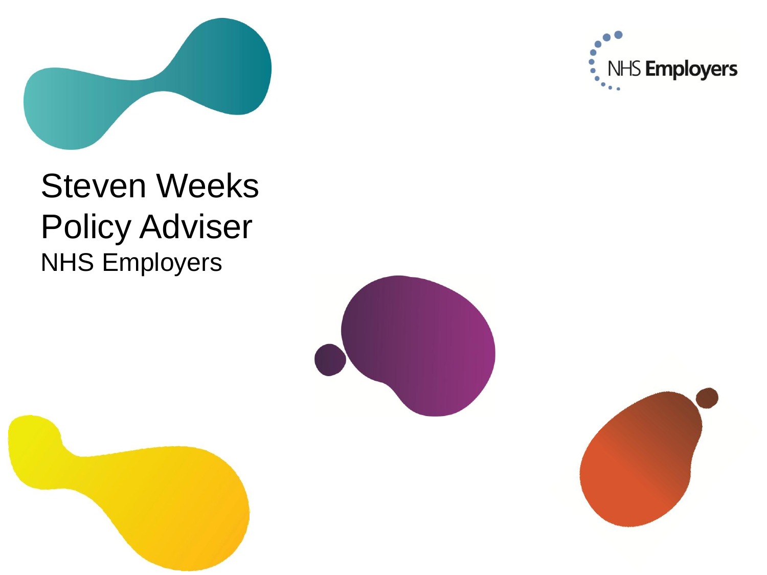NHS Employers

# Steven Weeks

## Policy Adviser

NHS Employers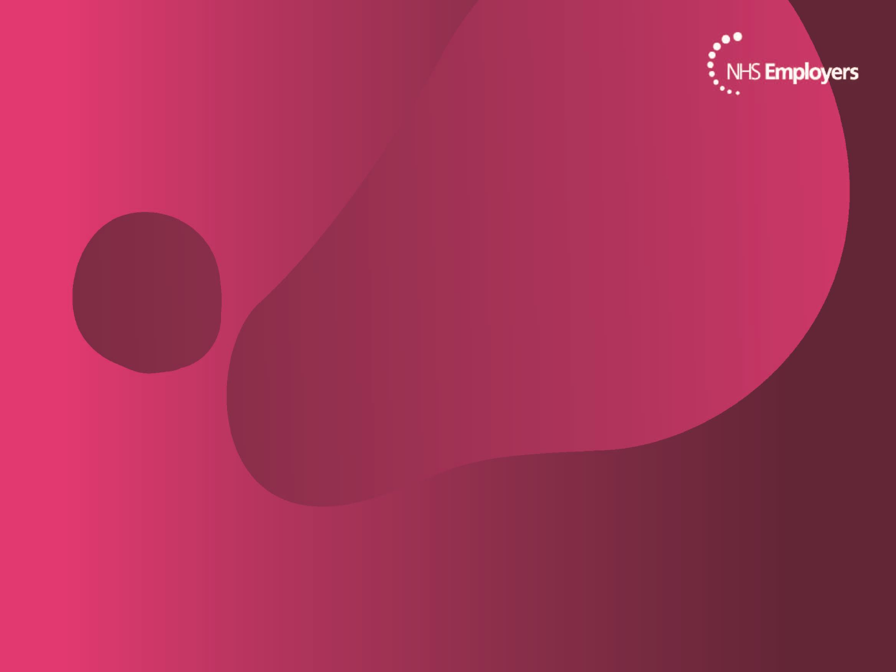NHS Employers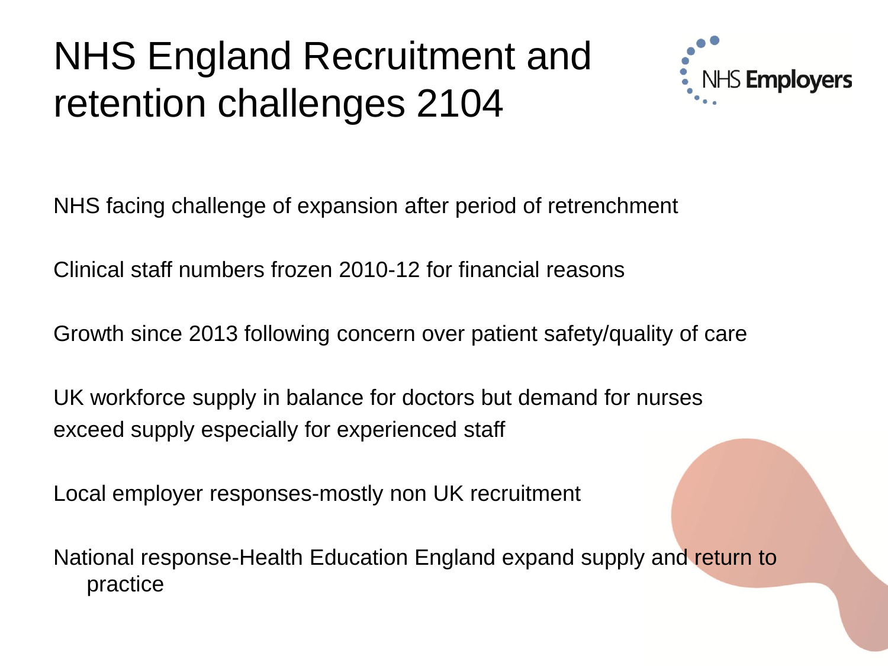# NHS England Recruitment and retention challenges 2104

NHS Employers

NHS facing challenge of expansion after period of retrenchment

Clinical staff numbers frozen 2010-12 for financial reasons

Growth since 2013 following concern over patient safety/quality of care

UK workforce supply in balance for doctors but demand for nurses exceed supply especially for experienced staff

Local employer responses-mostly non UK recruitment

National response-Health Education England expand supply and return to practice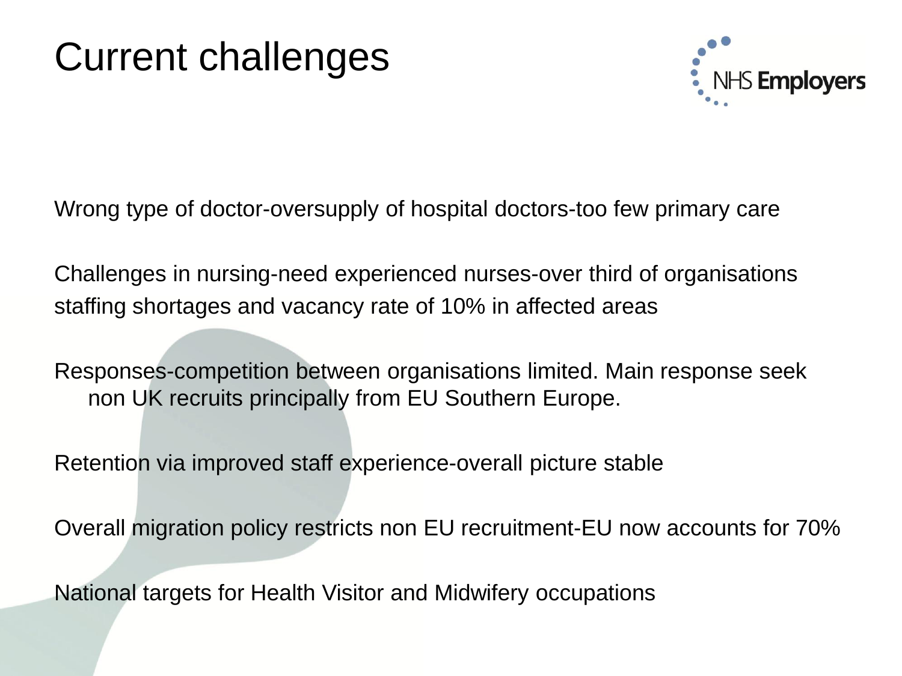# Current challenges

Wrong type of doctor-oversupply of hospital doctors-too few primary care

Challenges in nursing-need experienced nurses-over third of organisations staffing shortages and vacancy rate of 10% in affected areas

Responses-competition between organisations limited. Main response seek non UK recruits principally from EU Southern Europe.

Retention via improved staff experience-overall picture stable

Overall migration policy restricts non EU recruitment-EU now accounts for 70%

National targets for Health Visitor and Midwifery occupations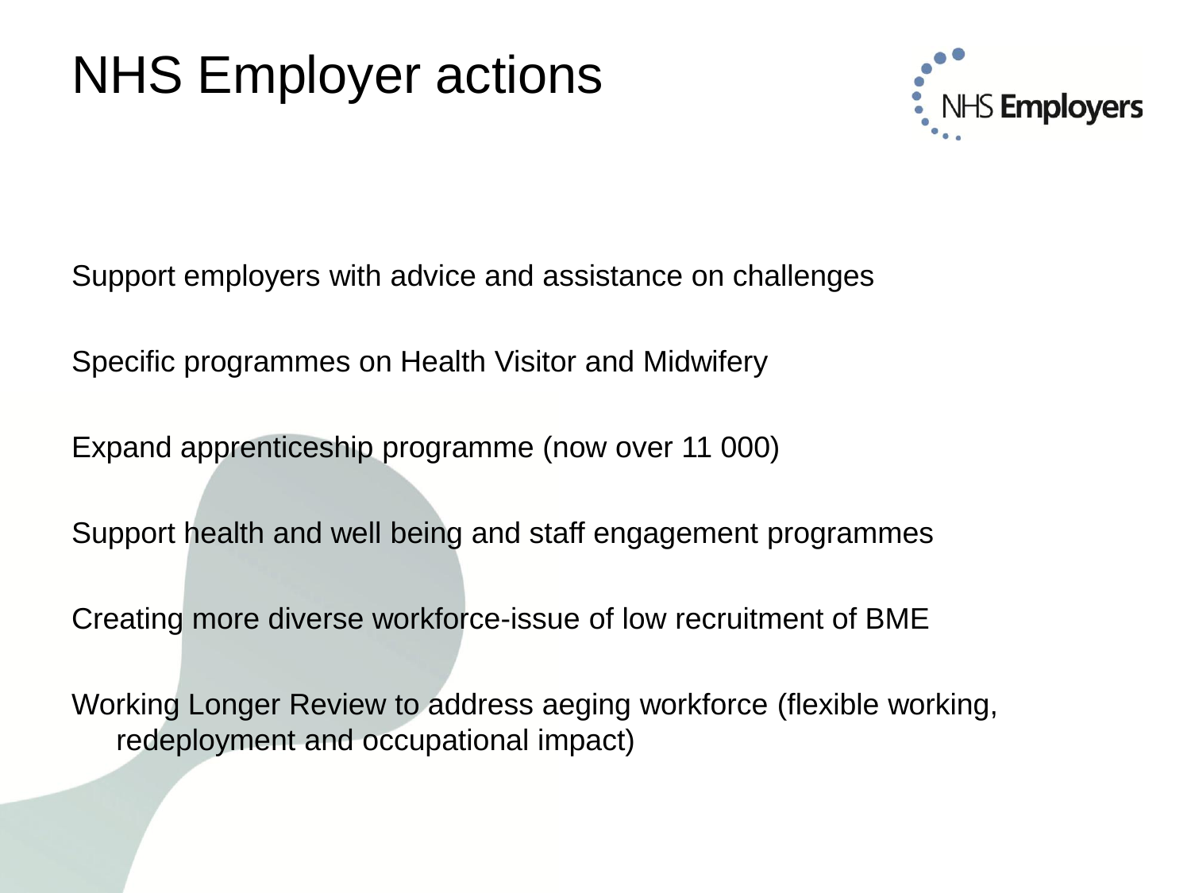# NHS Employer actions

NHS Employers

Support employers with advice and assistance on challenges

Specific programmes on Health Visitor and Midwifery

Expand apprenticeship programme (now over 11 000)

Support health and well being and staff engagement programmes

Creating more diverse workforce-issue of low recruitment of BME

Working Longer Review to address aeging workforce (flexible working, redeployment and occupational impact)